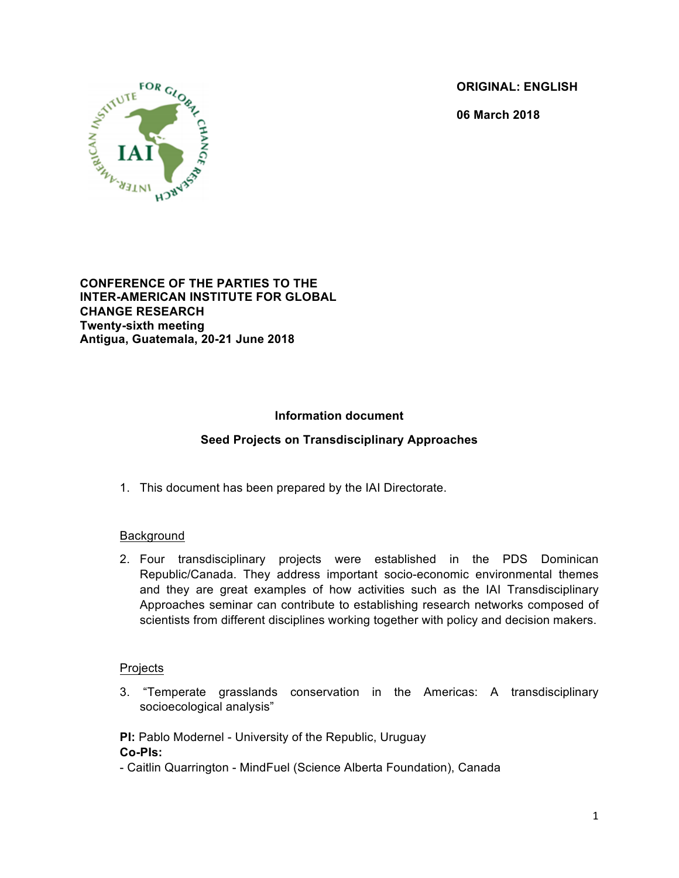ORIGINAL: ENGLISH

06 March 2018

**CONFERENCE OF THE PARTIES TO THE INTER-AMERICAN INSTITUTE FOR GLOBAL CHANGE RESEARCH**
**Twenty-sixth meeting**
**Antigua, Guatemala, 20-21 June 2018**

## Information document

## Seed Projects on Transdisciplinary Approaches

1. This document has been prepared by the IAI Directorate.

### Background

2. Four transdisciplinary projects were established in the PDS Dominican Republic/Canada. They address important socio-economic environmental themes and they are great examples of how activities such as the IAI Transdisciplinary Approaches seminar can contribute to establishing research networks composed of scientists from different disciplines working together with policy and decision makers.

### Projects

3. "Temperate grasslands conservation in the Americas: A transdisciplinary socioecological analysis"

**PI:** Pablo Modernel - University of the Republic, Uruguay
**Co-PIs:**
- Caitlin Quarrington - MindFuel (Science Alberta Foundation), Canada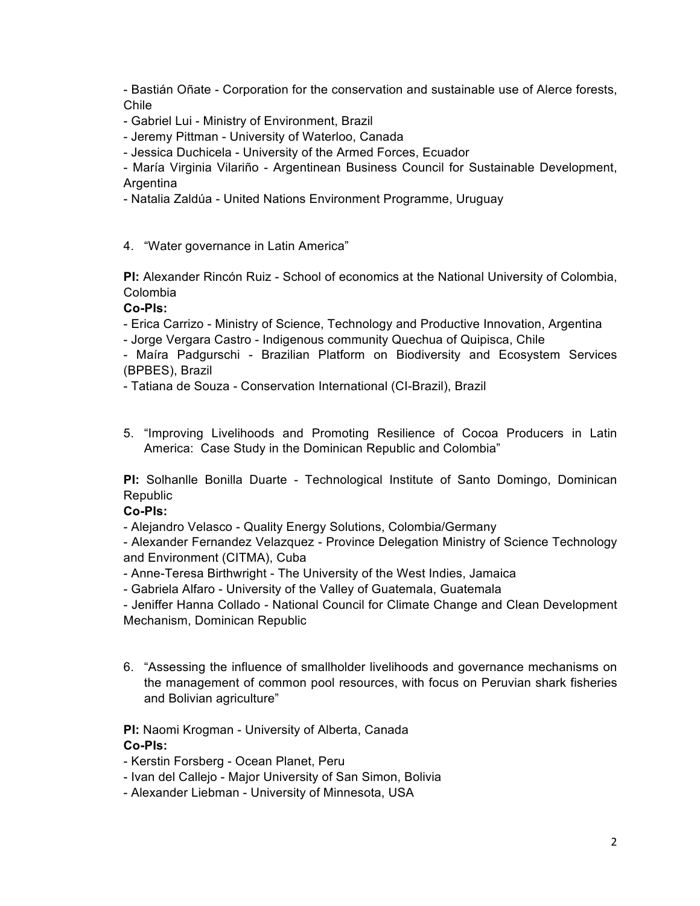- Bastián Oñate - Corporation for the conservation and sustainable use of Alerce forests, Chile
- Gabriel Lui - Ministry of Environment, Brazil
- Jeremy Pittman - University of Waterloo, Canada
- Jessica Duchicela - University of the Armed Forces, Ecuador
- María Virginia Vilariño - Argentinean Business Council for Sustainable Development, Argentina
- Natalia Zaldúa - United Nations Environment Programme, Uruguay

4. "Water governance in Latin America"

**PI:** Alexander Rincón Ruiz - School of economics at the National University of Colombia, Colombia

**Co-PIs:**

- Erica Carrizo - Ministry of Science, Technology and Productive Innovation, Argentina
- Jorge Vergara Castro - Indigenous community Quechua of Quipisca, Chile
- Maíra Padgurschi - Brazilian Platform on Biodiversity and Ecosystem Services (BPBES), Brazil
- Tatiana de Souza - Conservation International (CI-Brazil), Brazil

5. "Improving Livelihoods and Promoting Resilience of Cocoa Producers in Latin America: Case Study in the Dominican Republic and Colombia"

**PI:** Solhanlle Bonilla Duarte - Technological Institute of Santo Domingo, Dominican Republic

**Co-PIs:**

- Alejandro Velasco - Quality Energy Solutions, Colombia/Germany
- Alexander Fernandez Velazquez - Province Delegation Ministry of Science Technology and Environment (CITMA), Cuba
- Anne-Teresa Birthwright - The University of the West Indies, Jamaica
- Gabriela Alfaro - University of the Valley of Guatemala, Guatemala
- Jeniffer Hanna Collado - National Council for Climate Change and Clean Development Mechanism, Dominican Republic

6. "Assessing the influence of smallholder livelihoods and governance mechanisms on the management of common pool resources, with focus on Peruvian shark fisheries and Bolivian agriculture"

**PI:** Naomi Krogman - University of Alberta, Canada

**Co-PIs:**

- Kerstin Forsberg - Ocean Planet, Peru
- Ivan del Callejo - Major University of San Simon, Bolivia
- Alexander Liebman - University of Minnesota, USA